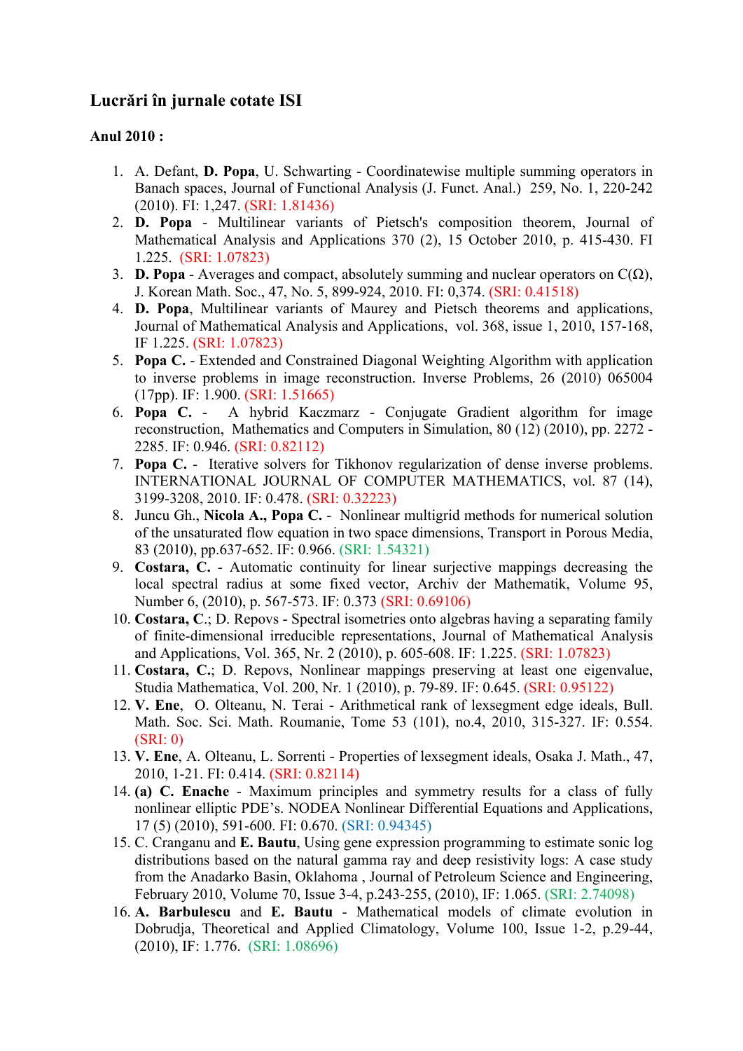## Lucrări în jurnale cotate ISI

**Anul 2010 :**

1. A. Defant, **D. Popa**, U. Schwarting - Coordinatewise multiple summing operators in Banach spaces, Journal of Functional Analysis (J. Funct. Anal.) 259, No. 1, 220-242 (2010). FI: 1,247. (SRI: 1.81436)
2. **D. Popa** - Multilinear variants of Pietsch's composition theorem, Journal of Mathematical Analysis and Applications 370 (2), 15 October 2010, p. 415-430. FI 1.225. (SRI: 1.07823)
3. **D. Popa** - Averages and compact, absolutely summing and nuclear operators on C(Ω), J. Korean Math. Soc., 47, No. 5, 899-924, 2010. FI: 0,374. (SRI: 0.41518)
4. **D. Popa**, Multilinear variants of Maurey and Pietsch theorems and applications, Journal of Mathematical Analysis and Applications, vol. 368, issue 1, 2010, 157-168, IF 1.225. (SRI: 1.07823)
5. **Popa C.** - Extended and Constrained Diagonal Weighting Algorithm with application to inverse problems in image reconstruction. Inverse Problems, 26 (2010) 065004 (17pp). IF: 1.900. (SRI: 1.51665)
6. **Popa C.** - A hybrid Kaczmarz - Conjugate Gradient algorithm for image reconstruction, Mathematics and Computers in Simulation, 80 (12) (2010), pp. 2272 - 2285. IF: 0.946. (SRI: 0.82112)
7. **Popa C.** - Iterative solvers for Tikhonov regularization of dense inverse problems. INTERNATIONAL JOURNAL OF COMPUTER MATHEMATICS, vol. 87 (14), 3199-3208, 2010. IF: 0.478. (SRI: 0.32223)
8. Juncu Gh., **Nicola A., Popa C.** - Nonlinear multigrid methods for numerical solution of the unsaturated flow equation in two space dimensions, Transport in Porous Media, 83 (2010), pp.637-652. IF: 0.966. (SRI: 1.54321)
9. **Costara, C.** - Automatic continuity for linear surjective mappings decreasing the local spectral radius at some fixed vector, Archiv der Mathematik, Volume 95, Number 6, (2010), p. 567-573. IF: 0.373 (SRI: 0.69106)
10. **Costara, C**.; D. Repovs - Spectral isometries onto algebras having a separating family of finite-dimensional irreducible representations, Journal of Mathematical Analysis and Applications, Vol. 365, Nr. 2 (2010), p. 605-608. IF: 1.225. (SRI: 1.07823)
11. **Costara, C.**; D. Repovs, Nonlinear mappings preserving at least one eigenvalue, Studia Mathematica, Vol. 200, Nr. 1 (2010), p. 79-89. IF: 0.645. (SRI: 0.95122)
12. **V. Ene**, O. Olteanu, N. Terai - Arithmetical rank of lexsegment edge ideals, Bull. Math. Soc. Sci. Math. Roumanie, Tome 53 (101), no.4, 2010, 315-327. IF: 0.554. (SRI: 0)
13. **V. Ene**, A. Olteanu, L. Sorrenti - Properties of lexsegment ideals, Osaka J. Math., 47, 2010, 1-21. FI: 0.414. (SRI: 0.82114)
14. **(a) C. Enache** - Maximum principles and symmetry results for a class of fully nonlinear elliptic PDE's. NODEA Nonlinear Differential Equations and Applications, 17 (5) (2010), 591-600. FI: 0.670. (SRI: 0.94345)
15. C. Cranganu and **E. Bautu**, Using gene expression programming to estimate sonic log distributions based on the natural gamma ray and deep resistivity logs: A case study from the Anadarko Basin, Oklahoma , Journal of Petroleum Science and Engineering, February 2010, Volume 70, Issue 3-4, p.243-255, (2010), IF: 1.065. (SRI: 2.74098)
16. **A. Barbulescu** and **E. Bautu** - Mathematical models of climate evolution in Dobrudja, Theoretical and Applied Climatology, Volume 100, Issue 1-2, p.29-44, (2010), IF: 1.776. (SRI: 1.08696)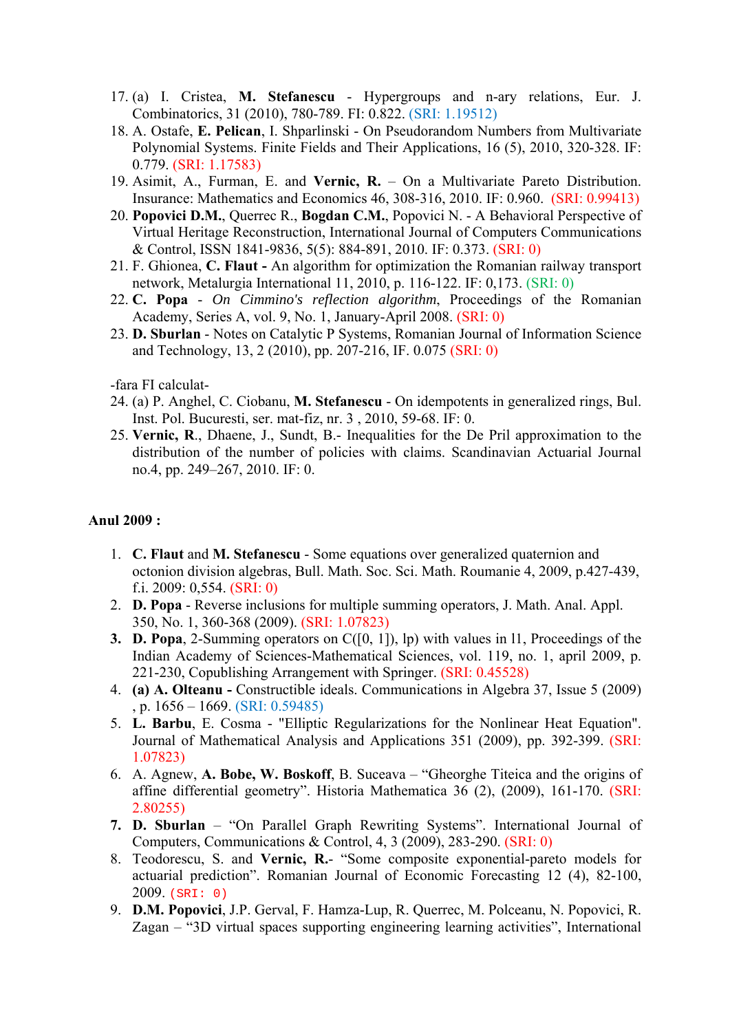17. (a) I. Cristea, **M. Stefanescu** - Hypergroups and n-ary relations, Eur. J. Combinatorics, 31 (2010), 780-789. FI: 0.822. (SRI: 1.19512)
18. A. Ostafe, **E. Pelican**, I. Shparlinski - On Pseudorandom Numbers from Multivariate Polynomial Systems. Finite Fields and Their Applications, 16 (5), 2010, 320-328. IF: 0.779. (SRI: 1.17583)
19. Asimit, A., Furman, E. and **Vernic, R.** – On a Multivariate Pareto Distribution. Insurance: Mathematics and Economics 46, 308-316, 2010. IF: 0.960. (SRI: 0.99413)
20. **Popovici D.M.**, Querrec R., **Bogdan C.M.**, Popovici N. - A Behavioral Perspective of Virtual Heritage Reconstruction, International Journal of Computers Communications & Control, ISSN 1841-9836, 5(5): 884-891, 2010. IF: 0.373. (SRI: 0)
21. F. Ghionea, **C. Flaut -** An algorithm for optimization the Romanian railway transport network, Metalurgia International 11, 2010, p. 116-122. IF: 0,173. (SRI: 0)
22. **C. Popa** - *On Cimmino's reflection algorithm*, Proceedings of the Romanian Academy, Series A, vol. 9, No. 1, January-April 2008. (SRI: 0)
23. **D. Sburlan** - Notes on Catalytic P Systems, Romanian Journal of Information Science and Technology, 13, 2 (2010), pp. 207-216, IF. 0.075 (SRI: 0)

-fara FI calculat-

24. (a) P. Anghel, C. Ciobanu, **M. Stefanescu** - On idempotents in generalized rings, Bul. Inst. Pol. Bucuresti, ser. mat-fiz, nr. 3 , 2010, 59-68. IF: 0.
25. **Vernic, R.**, Dhaene, J., Sundt, B.- Inequalities for the De Pril approximation to the distribution of the number of policies with claims. Scandinavian Actuarial Journal no.4, pp. 249–267, 2010. IF: 0.

**Anul 2009 :**

1. **C. Flaut** and **M. Stefanescu** - Some equations over generalized quaternion and octonion division algebras, Bull. Math. Soc. Sci. Math. Roumanie 4, 2009, p.427-439, f.i. 2009: 0,554. (SRI: 0)
2. **D. Popa** - Reverse inclusions for multiple summing operators, J. Math. Anal. Appl. 350, No. 1, 360-368 (2009). (SRI: 1.07823)
3. **D. Popa**, 2-Summing operators on C([0, 1]), lp) with values in l1, Proceedings of the Indian Academy of Sciences-Mathematical Sciences, vol. 119, no. 1, april 2009, p. 221-230, Copublishing Arrangement with Springer. (SRI: 0.45528)
4. **(a) A. Olteanu -** Constructible ideals. Communications in Algebra 37, Issue 5 (2009) , p. 1656 – 1669. (SRI: 0.59485)
5. **L. Barbu**, E. Cosma - "Elliptic Regularizations for the Nonlinear Heat Equation". Journal of Mathematical Analysis and Applications 351 (2009), pp. 392-399. (SRI: 1.07823)
6. A. Agnew, **A. Bobe, W. Boskoff**, B. Suceava – "Gheorghe Titeica and the origins of affine differential geometry". Historia Mathematica 36 (2), (2009), 161-170. (SRI: 2.80255)
7. **D. Sburlan** – "On Parallel Graph Rewriting Systems". International Journal of Computers, Communications & Control, 4, 3 (2009), 283-290. (SRI: 0)
8. Teodorescu, S. and **Vernic, R.**- "Some composite exponential-pareto models for actuarial prediction". Romanian Journal of Economic Forecasting 12 (4), 82-100, 2009. (SRI: 0)
9. **D.M. Popovici**, J.P. Gerval, F. Hamza-Lup, R. Querrec, M. Polceanu, N. Popovici, R. Zagan – "3D virtual spaces supporting engineering learning activities", International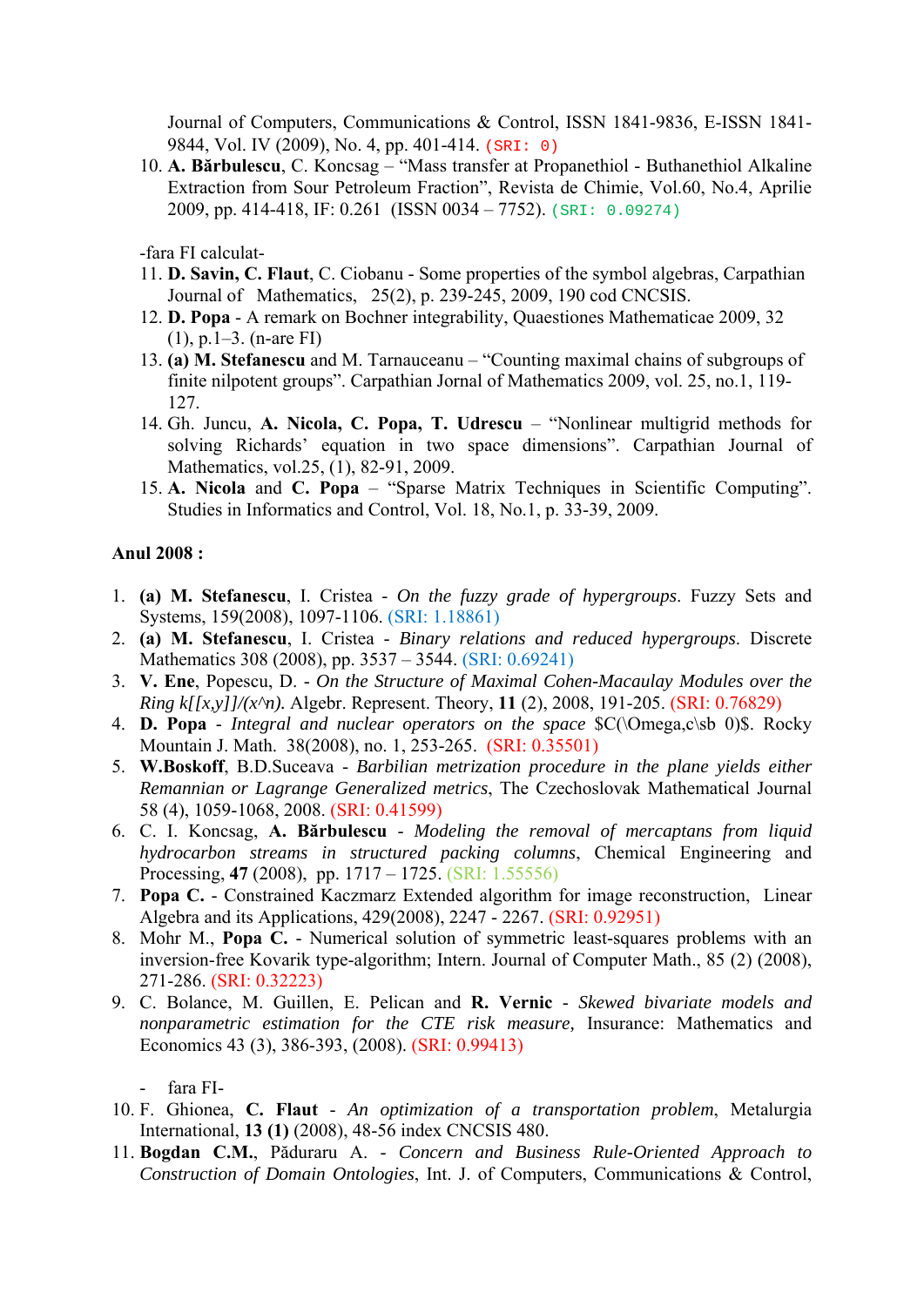Journal of Computers, Communications & Control, ISSN 1841-9836, E-ISSN 1841-9844, Vol. IV (2009), No. 4, pp. 401-414. (SRI: 0)

10. **A. Bărbulescu**, C. Koncsag – "Mass transfer at Propanethiol - Buthanethiol Alkaline Extraction from Sour Petroleum Fraction", Revista de Chimie, Vol.60, No.4, Aprilie 2009, pp. 414-418, IF: 0.261 (ISSN 0034 – 7752). (SRI: 0.09274)

-fara FI calculat-

11. **D. Savin, C. Flaut**, C. Ciobanu - Some properties of the symbol algebras, Carpathian Journal of Mathematics, 25(2), p. 239-245, 2009, 190 cod CNCSIS.
12. **D. Popa** - A remark on Bochner integrability, Quaestiones Mathematicae 2009, 32 (1), p.1–3. (n-are FI)
13. **(a) M. Stefanescu** and M. Tarnauceanu – "Counting maximal chains of subgroups of finite nilpotent groups". Carpathian Jornal of Mathematics 2009, vol. 25, no.1, 119-127.
14. Gh. Juncu, **A. Nicola, C. Popa, T. Udrescu** – "Nonlinear multigrid methods for solving Richards' equation in two space dimensions". Carpathian Journal of Mathematics, vol.25, (1), 82-91, 2009.
15. **A. Nicola** and **C. Popa** – "Sparse Matrix Techniques in Scientific Computing". Studies in Informatics and Control, Vol. 18, No.1, p. 33-39, 2009.

**Anul 2008 :**

1. **(a) M. Stefanescu**, I. Cristea - *On the fuzzy grade of hypergroups*. Fuzzy Sets and Systems, 159(2008), 1097-1106. (SRI: 1.18861)
2. **(a) M. Stefanescu**, I. Cristea - *Binary relations and reduced hypergroups*. Discrete Mathematics 308 (2008), pp. 3537 – 3544. (SRI: 0.69241)
3. **V. Ene**, Popescu, D. - *On the Structure of Maximal Cohen-Macaulay Modules over the Ring k[[x,y]]/(x^n).* Algebr. Represent. Theory, **11** (2), 2008, 191-205. (SRI: 0.76829)
4. **D. Popa** - *Integral and nuclear operators on the space* $C(\Omega,c\sb 0)$. Rocky Mountain J. Math. 38(2008), no. 1, 253-265. (SRI: 0.35501)
5. **W.Boskoff**, B.D.Suceava - *Barbilian metrization procedure in the plane yields either Remannian or Lagrange Generalized metrics*, The Czechoslovak Mathematical Journal 58 (4), 1059-1068, 2008. (SRI: 0.41599)
6. C. I. Koncsag, **A. Bărbulescu** - *Modeling the removal of mercaptans from liquid hydrocarbon streams in structured packing columns*, Chemical Engineering and Processing, **47** (2008), pp. 1717 – 1725. (SRI: 1.55556)
7. **Popa C.** - Constrained Kaczmarz Extended algorithm for image reconstruction, Linear Algebra and its Applications, 429(2008), 2247 - 2267. (SRI: 0.92951)
8. Mohr M., **Popa C.** - Numerical solution of symmetric least-squares problems with an inversion-free Kovarik type-algorithm; Intern. Journal of Computer Math., 85 (2) (2008), 271-286. (SRI: 0.32223)
9. C. Bolance, M. Guillen, E. Pelican and **R. Vernic** - *Skewed bivariate models and nonparametric estimation for the CTE risk measure,* Insurance: Mathematics and Economics 43 (3), 386-393, (2008). (SRI: 0.99413)

- fara FI-

10. F. Ghionea, **C. Flaut** - *An optimization of a transportation problem*, Metalurgia International, **13 (1)** (2008), 48-56 index CNCSIS 480.
11. **Bogdan C.M.**, Păduraru A. - *Concern and Business Rule-Oriented Approach to Construction of Domain Ontologies*, Int. J. of Computers, Communications & Control,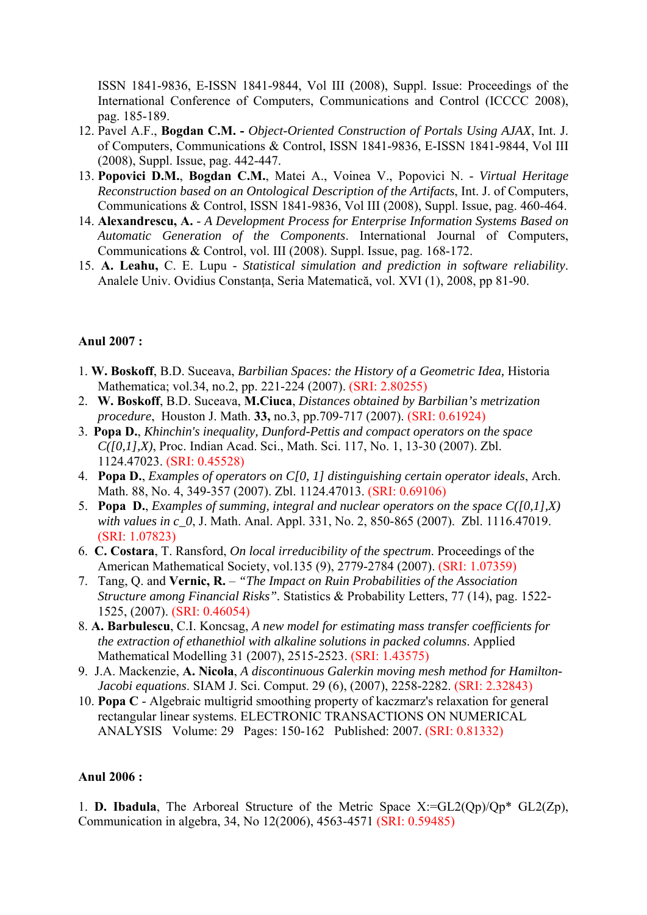ISSN 1841-9836, E-ISSN 1841-9844, Vol III (2008), Suppl. Issue: Proceedings of the International Conference of Computers, Communications and Control (ICCCC 2008), pag. 185-189.

12. Pavel A.F., **Bogdan C.M. -** *Object-Oriented Construction of Portals Using AJAX*, Int. J. of Computers, Communications & Control, ISSN 1841-9836, E-ISSN 1841-9844, Vol III (2008), Suppl. Issue, pag. 442-447.
13. **Popovici D.M.**, **Bogdan C.M.**, Matei A., Voinea V., Popovici N. - *Virtual Heritage Reconstruction based on an Ontological Description of the Artifacts*, Int. J. of Computers, Communications & Control, ISSN 1841-9836, Vol III (2008), Suppl. Issue, pag. 460-464.
14. **Alexandrescu, A.** - *A Development Process for Enterprise Information Systems Based on Automatic Generation of the Components*. International Journal of Computers, Communications & Control, vol. III (2008). Suppl. Issue, pag. 168-172.
15. **A. Leahu,** C. E. Lupu - *Statistical simulation and prediction in software reliability*. Analele Univ. Ovidius Constanța, Seria Matematică, vol. XVI (1), 2008, pp 81-90.

**Anul 2007 :**

1. **W. Boskoff**, B.D. Suceava, *Barbilian Spaces: the History of a Geometric Idea,* Historia Mathematica; vol.34, no.2, pp. 221-224 (2007). (SRI: 2.80255)
2. **W. Boskoff**, B.D. Suceava, **M.Ciuca**, *Distances obtained by Barbilian's metrization procedure*, Houston J. Math. **33,** no.3, pp.709-717 (2007). (SRI: 0.61924)
3. **Popa D.**, *Khinchin's inequality, Dunford-Pettis and compact operators on the space C([0,1],X)*, Proc. Indian Acad. Sci., Math. Sci. 117, No. 1, 13-30 (2007). Zbl. 1124.47023. (SRI: 0.45528)
4. **Popa D.**, *Examples of operators on C[0, 1] distinguishing certain operator ideals*, Arch. Math. 88, No. 4, 349-357 (2007). Zbl. 1124.47013. (SRI: 0.69106)
5. **Popa D.**, *Examples of summing, integral and nuclear operators on the space C([0,1],X) with values in c_0*, J. Math. Anal. Appl. 331, No. 2, 850-865 (2007). Zbl. 1116.47019. (SRI: 1.07823)
6. **C. Costara**, T. Ransford, *On local irreducibility of the spectrum*. Proceedings of the American Mathematical Society, vol.135 (9), 2779-2784 (2007). (SRI: 1.07359)
7. Tang, Q. and **Vernic, R.** – *"The Impact on Ruin Probabilities of the Association Structure among Financial Risks"*. Statistics & Probability Letters, 77 (14), pag. 1522-1525, (2007). (SRI: 0.46054)
8. **A. Barbulescu**, C.I. Koncsag, *A new model for estimating mass transfer coefficients for the extraction of ethanethiol with alkaline solutions in packed columns*. Applied Mathematical Modelling 31 (2007), 2515-2523. (SRI: 1.43575)
9. J.A. Mackenzie, **A. Nicola**, *A discontinuous Galerkin moving mesh method for Hamilton-Jacobi equations*. SIAM J. Sci. Comput. 29 (6), (2007), 2258-2282. (SRI: 2.32843)
10. **Popa C** - Algebraic multigrid smoothing property of kaczmarz's relaxation for general rectangular linear systems. ELECTRONIC TRANSACTIONS ON NUMERICAL ANALYSIS Volume: 29 Pages: 150-162 Published: 2007. (SRI: 0.81332)

**Anul 2006 :**

1. **D. Ibadula**, The Arboreal Structure of the Metric Space X:=GL2(Qp)/Qp* GL2(Zp), Communication in algebra, 34, No 12(2006), 4563-4571 (SRI: 0.59485)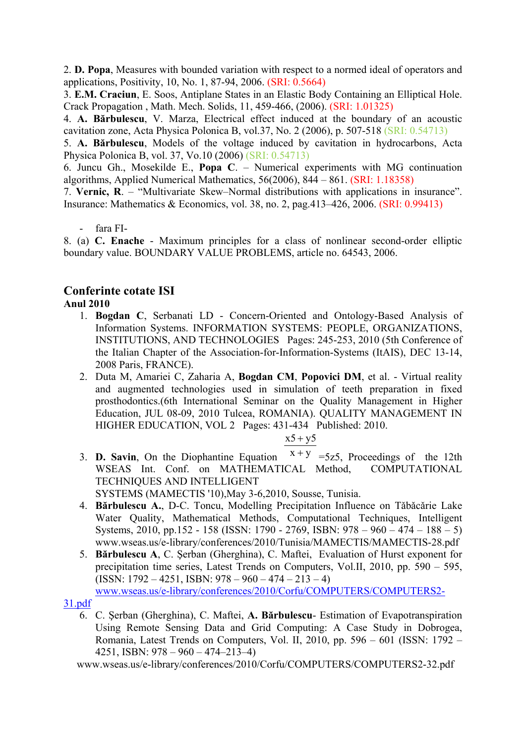2. **D. Popa**, Measures with bounded variation with respect to a normed ideal of operators and applications, Positivity, 10, No. 1, 87-94, 2006. (SRI: 0.5664)
3. **E.M. Craciun**, E. Soos, Antiplane States in an Elastic Body Containing an Elliptical Hole. Crack Propagation , Math. Mech. Solids, 11, 459-466, (2006). (SRI: 1.01325)
4. **A. Bărbulescu**, V. Marza, Electrical effect induced at the boundary of an acoustic cavitation zone, Acta Physica Polonica B, vol.37, No. 2 (2006), p. 507-518 (SRI: 0.54713)
5. **A. Bărbulescu**, Models of the voltage induced by cavitation in hydrocarbons, Acta Physica Polonica B, vol. 37, Vo.10 (2006) (SRI: 0.54713)
6. Juncu Gh., Mosekilde E., **Popa C**. – Numerical experiments with MG continuation algorithms, Applied Numerical Mathematics, 56(2006), 844 – 861. (SRI: 1.18358)
7. **Vernic, R**. – “Multivariate Skew–Normal distributions with applications in insurance”. Insurance: Mathematics & Economics, vol. 38, no. 2, pag.413–426, 2006. (SRI: 0.99413)

- fara FI-

8. (a) **C. Enache** - Maximum principles for a class of nonlinear second-order elliptic boundary value. BOUNDARY VALUE PROBLEMS, article no. 64543, 2006.

## Conferinte cotate ISI

**Anul 2010**

1. **Bogdan C**, Serbanati LD - Concern-Oriented and Ontology-Based Analysis of Information Systems. INFORMATION SYSTEMS: PEOPLE, ORGANIZATIONS, INSTITUTIONS, AND TECHNOLOGIES Pages: 245-253, 2010 (5th Conference of the Italian Chapter of the Association-for-Information-Systems (ItAIS), DEC 13-14, 2008 Paris, FRANCE).
2. Duta M, Amariei C, Zaharia A, **Bogdan CM**, **Popovici DM**, et al. - Virtual reality and augmented technologies used in simulation of teeth preparation in fixed prosthodontics.(6th International Seminar on the Quality Management in Higher Education, JUL 08-09, 2010 Tulcea, ROMANIA). QUALITY MANAGEMENT IN HIGHER EDUCATION, VOL 2 Pages: 431-434 Published: 2010.
3. **D. Savin**, On the Diophantine Equation $\frac{x5+y5}{x+y}$ =5z5, Proceedings of the 12th WSEAS Int. Conf. on MATHEMATICAL Method, COMPUTATIONAL TECHNIQUES AND INTELLIGENT SYSTEMS (MAMECTIS '10),May 3-6,2010, Sousse, Tunisia.
4. **Bărbulescu A.**, D-C. Toncu, Modelling Precipitation Influence on Tăbăcărie Lake Water Quality, Mathematical Methods, Computational Techniques, Intelligent Systems, 2010, pp.152 - 158 (ISSN: 1790 - 2769, ISBN: 978 – 960 – 474 – 188 – 5) www.wseas.us/e-library/conferences/2010/Tunisia/MAMECTIS/MAMECTIS-28.pdf
5. **Bărbulescu A**, C. Şerban (Gherghina), C. Maftei, Evaluation of Hurst exponent for precipitation time series, Latest Trends on Computers, Vol.II, 2010, pp. 590 – 595, (ISSN: 1792 – 4251, ISBN: 978 – 960 – 474 – 213 – 4) www.wseas.us/e-library/conferences/2010/Corfu/COMPUTERS/COMPUTERS2-31.pdf
6. C. Şerban (Gherghina), C. Maftei, **A. Bărbulescu**- Estimation of Evapotranspiration Using Remote Sensing Data and Grid Computing: A Case Study in Dobrogea, Romania, Latest Trends on Computers, Vol. II, 2010, pp. 596 – 601 (ISSN: 1792 – 4251, ISBN: 978 – 960 – 474–213–4) www.wseas.us/e-library/conferences/2010/Corfu/COMPUTERS/COMPUTERS2-32.pdf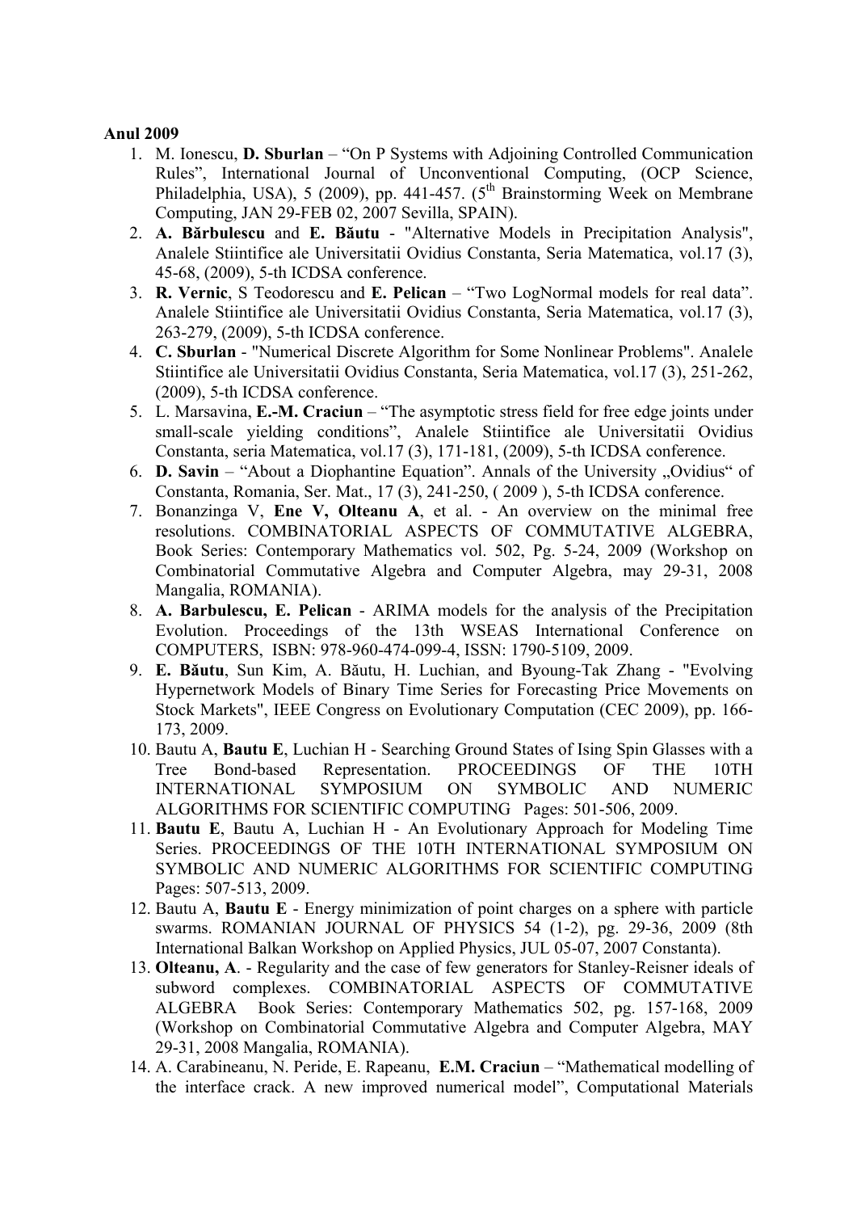**Anul 2009**

1. M. Ionescu, **D. Sburlan** – "On P Systems with Adjoining Controlled Communication Rules", International Journal of Unconventional Computing, (OCP Science, Philadelphia, USA), 5 (2009), pp. 441-457. (5[th] Brainstorming Week on Membrane Computing, JAN 29-FEB 02, 2007 Sevilla, SPAIN).
2. **A. Bărbulescu** and **E. Băutu** - "Alternative Models in Precipitation Analysis", Analele Stiintifice ale Universitatii Ovidius Constanta, Seria Matematica, vol.17 (3), 45-68, (2009), 5-th ICDSA conference.
3. **R. Vernic**, S Teodorescu and **E. Pelican** – "Two LogNormal models for real data". Analele Stiintifice ale Universitatii Ovidius Constanta, Seria Matematica, vol.17 (3), 263-279, (2009), 5-th ICDSA conference.
4. **C. Sburlan** - "Numerical Discrete Algorithm for Some Nonlinear Problems". Analele Stiintifice ale Universitatii Ovidius Constanta, Seria Matematica, vol.17 (3), 251-262, (2009), 5-th ICDSA conference.
5. L. Marsavina, **E.-M. Craciun** – "The asymptotic stress field for free edge joints under small-scale yielding conditions", Analele Stiintifice ale Universitatii Ovidius Constanta, seria Matematica, vol.17 (3), 171-181, (2009), 5-th ICDSA conference.
6. **D. Savin** – "About a Diophantine Equation". Annals of the University „Ovidius" of Constanta, Romania, Ser. Mat., 17 (3), 241-250, ( 2009 ), 5-th ICDSA conference.
7. Bonanzinga V, **Ene V, Olteanu A**, et al. - An overview on the minimal free resolutions. COMBINATORIAL ASPECTS OF COMMUTATIVE ALGEBRA, Book Series: Contemporary Mathematics vol. 502, Pg. 5-24, 2009 (Workshop on Combinatorial Commutative Algebra and Computer Algebra, may 29-31, 2008 Mangalia, ROMANIA).
8. **A. Barbulescu, E. Pelican** - ARIMA models for the analysis of the Precipitation Evolution. Proceedings of the 13th WSEAS International Conference on COMPUTERS, ISBN: 978-960-474-099-4, ISSN: 1790-5109, 2009.
9. **E. Băutu**, Sun Kim, A. Băutu, H. Luchian, and Byoung-Tak Zhang - "Evolving Hypernetwork Models of Binary Time Series for Forecasting Price Movements on Stock Markets", IEEE Congress on Evolutionary Computation (CEC 2009), pp. 166-173, 2009.
10. Bautu A, **Bautu E**, Luchian H - Searching Ground States of Ising Spin Glasses with a Tree Bond-based Representation. PROCEEDINGS OF THE 10TH INTERNATIONAL SYMPOSIUM ON SYMBOLIC AND NUMERIC ALGORITHMS FOR SCIENTIFIC COMPUTING Pages: 501-506, 2009.
11. **Bautu E**, Bautu A, Luchian H - An Evolutionary Approach for Modeling Time Series. PROCEEDINGS OF THE 10TH INTERNATIONAL SYMPOSIUM ON SYMBOLIC AND NUMERIC ALGORITHMS FOR SCIENTIFIC COMPUTING Pages: 507-513, 2009.
12. Bautu A, **Bautu E** - Energy minimization of point charges on a sphere with particle swarms. ROMANIAN JOURNAL OF PHYSICS 54 (1-2), pg. 29-36, 2009 (8th International Balkan Workshop on Applied Physics, JUL 05-07, 2007 Constanta).
13. **Olteanu, A**. - Regularity and the case of few generators for Stanley-Reisner ideals of subword complexes. COMBINATORIAL ASPECTS OF COMMUTATIVE ALGEBRA Book Series: Contemporary Mathematics 502, pg. 157-168, 2009 (Workshop on Combinatorial Commutative Algebra and Computer Algebra, MAY 29-31, 2008 Mangalia, ROMANIA).
14. A. Carabineanu, N. Peride, E. Rapeanu, **E.M. Craciun** – "Mathematical modelling of the interface crack. A new improved numerical model", Computational Materials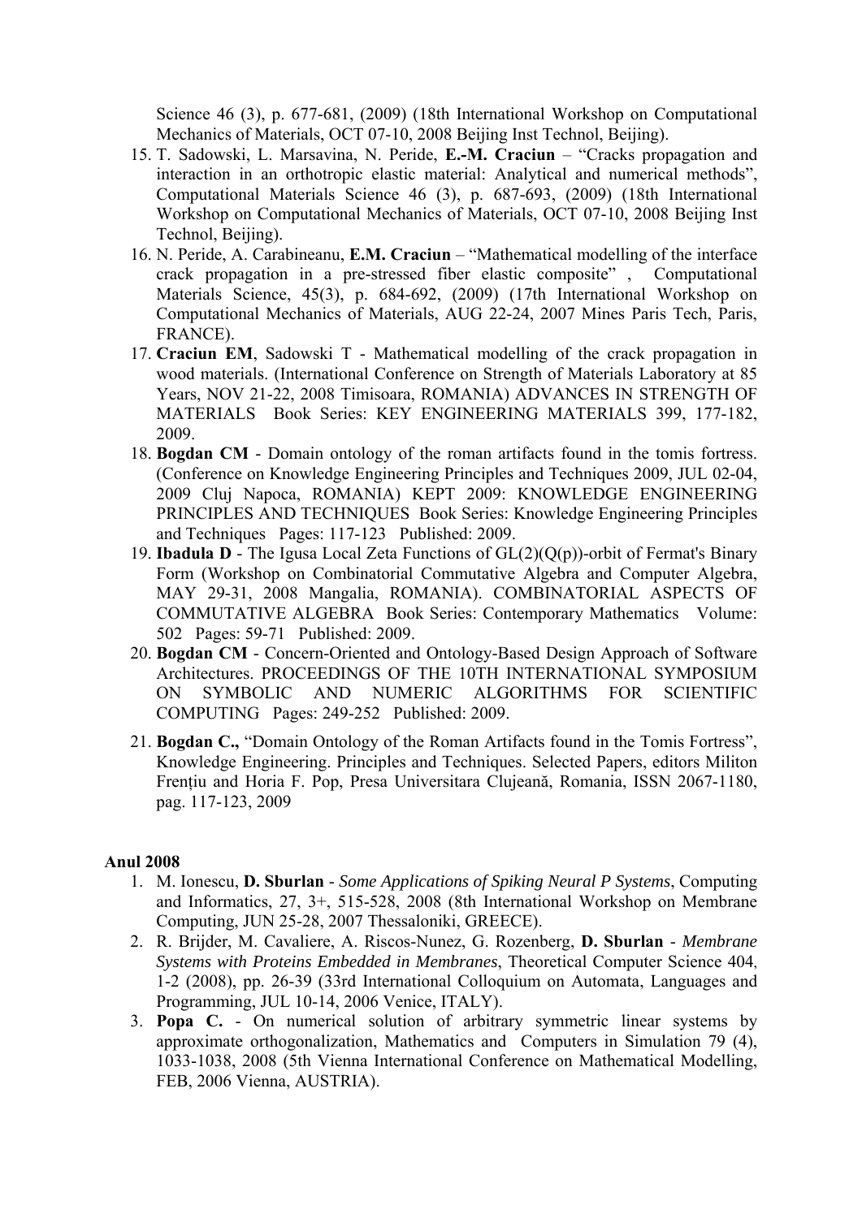Science 46 (3), p. 677-681, (2009) (18th International Workshop on Computational Mechanics of Materials, OCT 07-10, 2008 Beijing Inst Technol, Beijing).

15. T. Sadowski, L. Marsavina, N. Peride, **E.-M. Craciun** – "Cracks propagation and interaction in an orthotropic elastic material: Analytical and numerical methods", Computational Materials Science 46 (3), p. 687-693, (2009) (18th International Workshop on Computational Mechanics of Materials, OCT 07-10, 2008 Beijing Inst Technol, Beijing).
16. N. Peride, A. Carabineanu, **E.M. Craciun** – "Mathematical modelling of the interface crack propagation in a pre-stressed fiber elastic composite" , Computational Materials Science, 45(3), p. 684-692, (2009) (17th International Workshop on Computational Mechanics of Materials, AUG 22-24, 2007 Mines Paris Tech, Paris, FRANCE).
17. **Craciun EM**, Sadowski T - Mathematical modelling of the crack propagation in wood materials. (International Conference on Strength of Materials Laboratory at 85 Years, NOV 21-22, 2008 Timisoara, ROMANIA) ADVANCES IN STRENGTH OF MATERIALS Book Series: KEY ENGINEERING MATERIALS 399, 177-182, 2009.
18. **Bogdan CM** - Domain ontology of the roman artifacts found in the tomis fortress. (Conference on Knowledge Engineering Principles and Techniques 2009, JUL 02-04, 2009 Cluj Napoca, ROMANIA) KEPT 2009: KNOWLEDGE ENGINEERING PRINCIPLES AND TECHNIQUES Book Series: Knowledge Engineering Principles and Techniques Pages: 117-123 Published: 2009.
19. **Ibadula D** - The Igusa Local Zeta Functions of GL(2)(Q(p))-orbit of Fermat's Binary Form (Workshop on Combinatorial Commutative Algebra and Computer Algebra, MAY 29-31, 2008 Mangalia, ROMANIA). COMBINATORIAL ASPECTS OF COMMUTATIVE ALGEBRA Book Series: Contemporary Mathematics Volume: 502 Pages: 59-71 Published: 2009.
20. **Bogdan CM** - Concern-Oriented and Ontology-Based Design Approach of Software Architectures. PROCEEDINGS OF THE 10TH INTERNATIONAL SYMPOSIUM ON SYMBOLIC AND NUMERIC ALGORITHMS FOR SCIENTIFIC COMPUTING Pages: 249-252 Published: 2009.
21. **Bogdan C.,** "Domain Ontology of the Roman Artifacts found in the Tomis Fortress", Knowledge Engineering. Principles and Techniques. Selected Papers, editors Militon Frențiu and Horia F. Pop, Presa Universitara Clujeană, Romania, ISSN 2067-1180, pag. 117-123, 2009

**Anul 2008**

1. M. Ionescu, **D. Sburlan** - *Some Applications of Spiking Neural P Systems*, Computing and Informatics, 27, 3+, 515-528, 2008 (8th International Workshop on Membrane Computing, JUN 25-28, 2007 Thessaloniki, GREECE).
2. R. Brijder, M. Cavaliere, A. Riscos-Nunez, G. Rozenberg, **D. Sburlan** - *Membrane Systems with Proteins Embedded in Membranes*, Theoretical Computer Science 404, 1-2 (2008), pp. 26-39 (33rd International Colloquium on Automata, Languages and Programming, JUL 10-14, 2006 Venice, ITALY).
3. **Popa C.** - On numerical solution of arbitrary symmetric linear systems by approximate orthogonalization, Mathematics and Computers in Simulation 79 (4), 1033-1038, 2008 (5th Vienna International Conference on Mathematical Modelling, FEB, 2006 Vienna, AUSTRIA).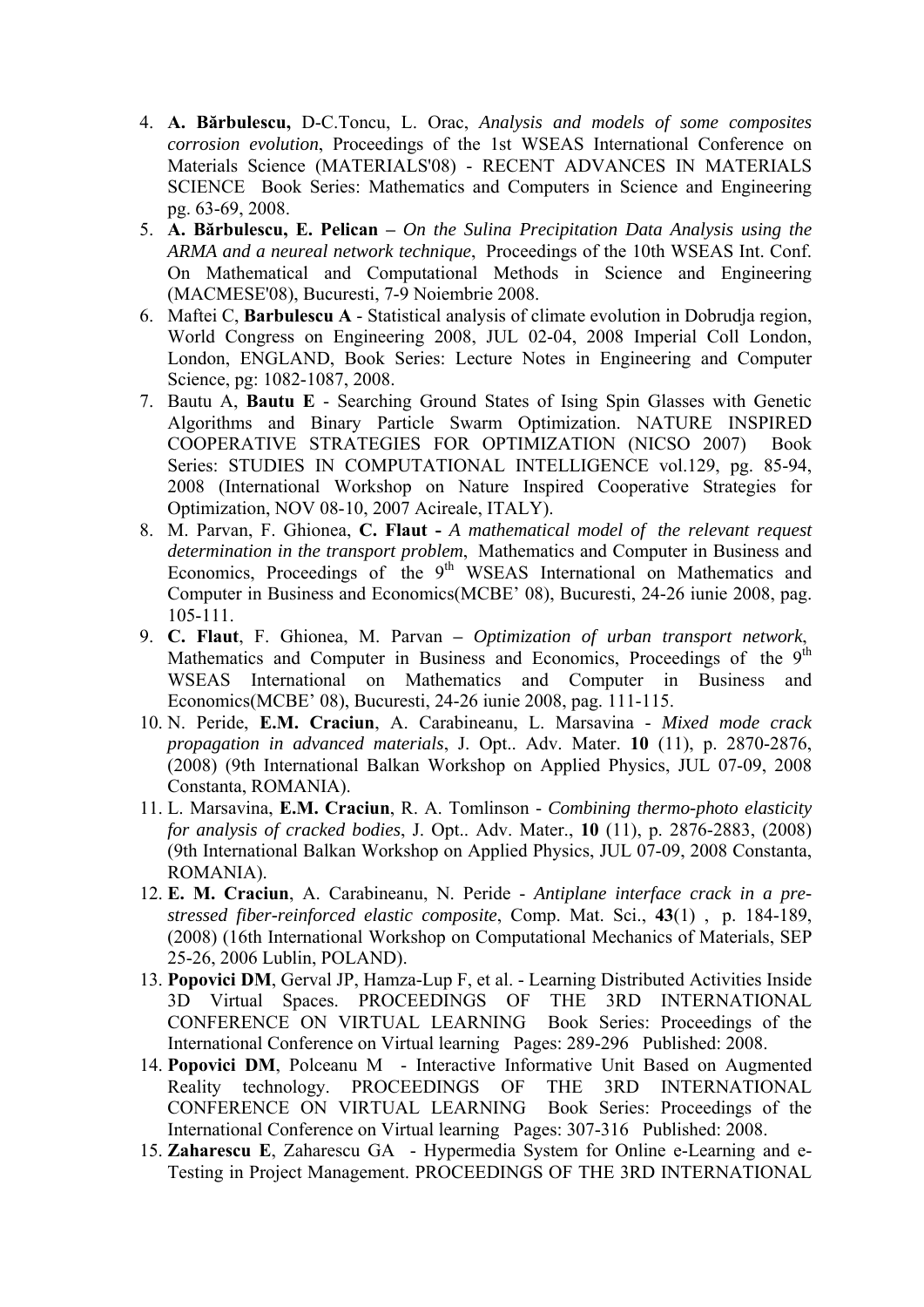4. **A. Bărbulescu,** D-C.Toncu, L. Orac, *Analysis and models of some composites corrosion evolution*, Proceedings of the 1st WSEAS International Conference on Materials Science (MATERIALS'08) - RECENT ADVANCES IN MATERIALS SCIENCE Book Series: Mathematics and Computers in Science and Engineering pg. 63-69, 2008.
5. **A. Bărbulescu, E. Pelican –** *On the Sulina Precipitation Data Analysis using the ARMA and a neureal network technique*, Proceedings of the 10th WSEAS Int. Conf. On Mathematical and Computational Methods in Science and Engineering (MACMESE'08), Bucuresti, 7-9 Noiembrie 2008.
6. Maftei C, **Barbulescu A** - Statistical analysis of climate evolution in Dobrudja region, World Congress on Engineering 2008, JUL 02-04, 2008 Imperial Coll London, London, ENGLAND, Book Series: Lecture Notes in Engineering and Computer Science, pg: 1082-1087, 2008.
7. Bautu A, **Bautu E** - Searching Ground States of Ising Spin Glasses with Genetic Algorithms and Binary Particle Swarm Optimization. NATURE INSPIRED COOPERATIVE STRATEGIES FOR OPTIMIZATION (NICSO 2007) Book Series: STUDIES IN COMPUTATIONAL INTELLIGENCE vol.129, pg. 85-94, 2008 (International Workshop on Nature Inspired Cooperative Strategies for Optimization, NOV 08-10, 2007 Acireale, ITALY).
8. M. Parvan, F. Ghionea, **C. Flaut -** *A mathematical model of the relevant request determination in the transport problem*, Mathematics and Computer in Business and Economics, Proceedings of the 9th WSEAS International on Mathematics and Computer in Business and Economics(MCBE' 08), Bucuresti, 24-26 iunie 2008, pag. 105-111.
9. **C. Flaut**, F. Ghionea, M. Parvan **–** *Optimization of urban transport network*, Mathematics and Computer in Business and Economics, Proceedings of the 9th WSEAS International on Mathematics and Computer in Business and Economics(MCBE' 08), Bucuresti, 24-26 iunie 2008, pag. 111-115.
10. N. Peride, **E.M. Craciun**, A. Carabineanu, L. Marsavina - *Mixed mode crack propagation in advanced materials*, J. Opt.. Adv. Mater. **10** (11), p. 2870-2876, (2008) (9th International Balkan Workshop on Applied Physics, JUL 07-09, 2008 Constanta, ROMANIA).
11. L. Marsavina, **E.M. Craciun**, R. A. Tomlinson - *Combining thermo-photo elasticity for analysis of cracked bodies*, J. Opt.. Adv. Mater., **10** (11), p. 2876-2883, (2008) (9th International Balkan Workshop on Applied Physics, JUL 07-09, 2008 Constanta, ROMANIA).
12. **E. M. Craciun**, A. Carabineanu, N. Peride - *Antiplane interface crack in a pre-stressed fiber-reinforced elastic composite*, Comp. Mat. Sci., **43**(1) , p. 184-189, (2008) (16th International Workshop on Computational Mechanics of Materials, SEP 25-26, 2006 Lublin, POLAND).
13. **Popovici DM**, Gerval JP, Hamza-Lup F, et al. - Learning Distributed Activities Inside 3D Virtual Spaces. PROCEEDINGS OF THE 3RD INTERNATIONAL CONFERENCE ON VIRTUAL LEARNING Book Series: Proceedings of the International Conference on Virtual learning Pages: 289-296 Published: 2008.
14. **Popovici DM**, Polceanu M - Interactive Informative Unit Based on Augmented Reality technology. PROCEEDINGS OF THE 3RD INTERNATIONAL CONFERENCE ON VIRTUAL LEARNING Book Series: Proceedings of the International Conference on Virtual learning Pages: 307-316 Published: 2008.
15. **Zaharescu E**, Zaharescu GA - Hypermedia System for Online e-Learning and e-Testing in Project Management. PROCEEDINGS OF THE 3RD INTERNATIONAL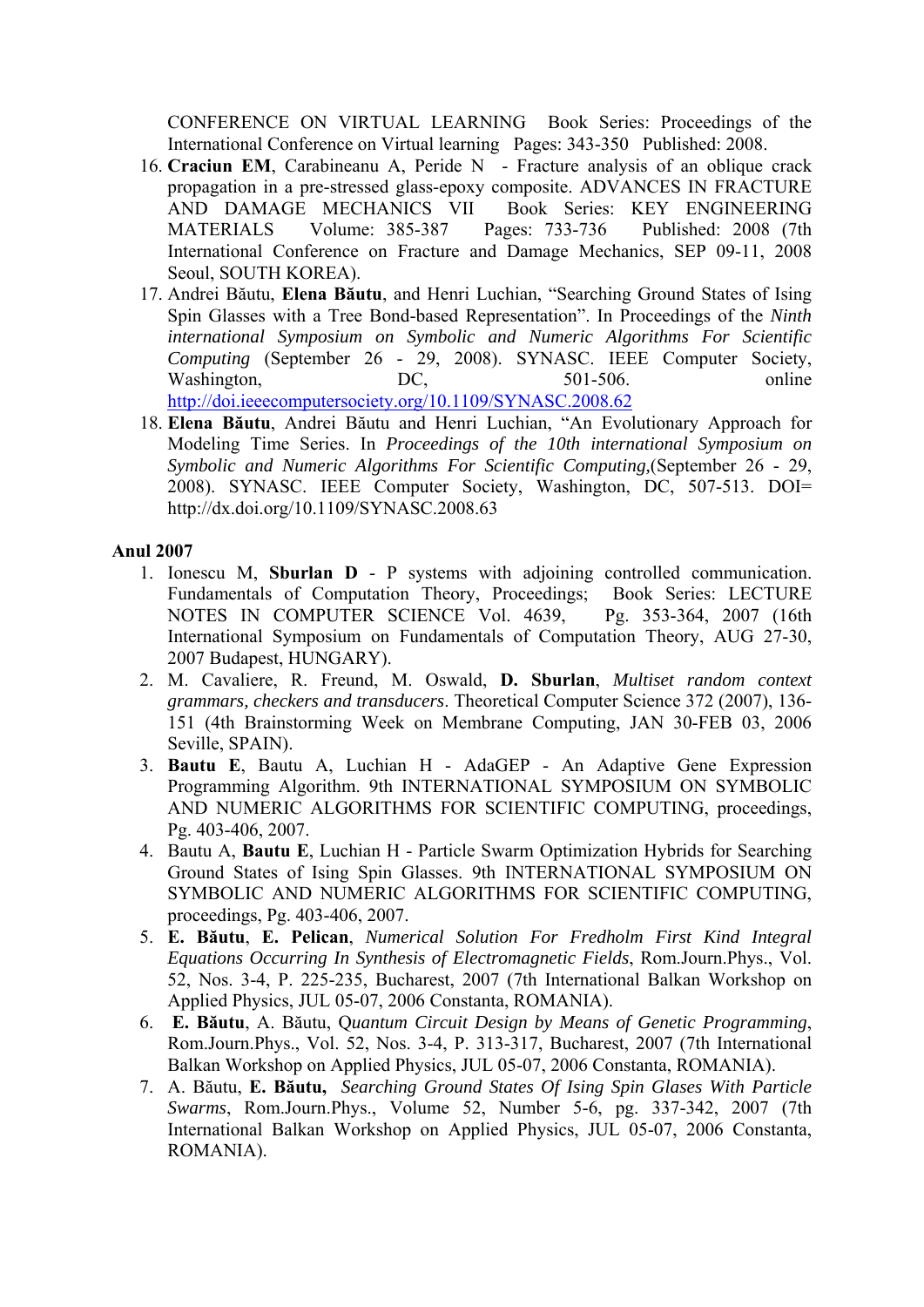CONFERENCE ON VIRTUAL LEARNING Book Series: Proceedings of the International Conference on Virtual learning Pages: 343-350 Published: 2008.

16. **Craciun EM**, Carabineanu A, Peride N - Fracture analysis of an oblique crack propagation in a pre-stressed glass-epoxy composite. ADVANCES IN FRACTURE AND DAMAGE MECHANICS VII Book Series: KEY ENGINEERING MATERIALS Volume: 385-387 Pages: 733-736 Published: 2008 (7th International Conference on Fracture and Damage Mechanics, SEP 09-11, 2008 Seoul, SOUTH KOREA).
17. Andrei Băutu, **Elena Băutu**, and Henri Luchian, "Searching Ground States of Ising Spin Glasses with a Tree Bond-based Representation". In Proceedings of the *Ninth international Symposium on Symbolic and Numeric Algorithms For Scientific Computing* (September 26 - 29, 2008). SYNASC. IEEE Computer Society, Washington, DC, 501-506. online http://doi.ieeecomputersociety.org/10.1109/SYNASC.2008.62
18. **Elena Băutu**, Andrei Băutu and Henri Luchian, "An Evolutionary Approach for Modeling Time Series. In *Proceedings of the 10th international Symposium on Symbolic and Numeric Algorithms For Scientific Computing,*(September 26 - 29, 2008). SYNASC. IEEE Computer Society, Washington, DC, 507-513. DOI= http://dx.doi.org/10.1109/SYNASC.2008.63

**Anul 2007**

1. Ionescu M, **Sburlan D** - P systems with adjoining controlled communication. Fundamentals of Computation Theory, Proceedings; Book Series: LECTURE NOTES IN COMPUTER SCIENCE Vol. 4639, Pg. 353-364, 2007 (16th International Symposium on Fundamentals of Computation Theory, AUG 27-30, 2007 Budapest, HUNGARY).
2. M. Cavaliere, R. Freund, M. Oswald, **D. Sburlan**, *Multiset random context grammars, checkers and transducers*. Theoretical Computer Science 372 (2007), 136-151 (4th Brainstorming Week on Membrane Computing, JAN 30-FEB 03, 2006 Seville, SPAIN).
3. **Bautu E**, Bautu A, Luchian H - AdaGEP - An Adaptive Gene Expression Programming Algorithm. 9th INTERNATIONAL SYMPOSIUM ON SYMBOLIC AND NUMERIC ALGORITHMS FOR SCIENTIFIC COMPUTING, proceedings, Pg. 403-406, 2007.
4. Bautu A, **Bautu E**, Luchian H - Particle Swarm Optimization Hybrids for Searching Ground States of Ising Spin Glasses. 9th INTERNATIONAL SYMPOSIUM ON SYMBOLIC AND NUMERIC ALGORITHMS FOR SCIENTIFIC COMPUTING, proceedings, Pg. 403-406, 2007.
5. **E. Băutu**, **E. Pelican**, *Numerical Solution For Fredholm First Kind Integral Equations Occurring In Synthesis of Electromagnetic Fields*, Rom.Journ.Phys., Vol. 52, Nos. 3-4, P. 225-235, Bucharest, 2007 (7th International Balkan Workshop on Applied Physics, JUL 05-07, 2006 Constanta, ROMANIA).
6. **E. Băutu**, A. Băutu, *Quantum Circuit Design by Means of Genetic Programming*, Rom.Journ.Phys., Vol. 52, Nos. 3-4, P. 313-317, Bucharest, 2007 (7th International Balkan Workshop on Applied Physics, JUL 05-07, 2006 Constanta, ROMANIA).
7. A. Băutu, **E. Băutu,** *Searching Ground States Of Ising Spin Glases With Particle Swarms*, Rom.Journ.Phys., Volume 52, Number 5-6, pg. 337-342, 2007 (7th International Balkan Workshop on Applied Physics, JUL 05-07, 2006 Constanta, ROMANIA).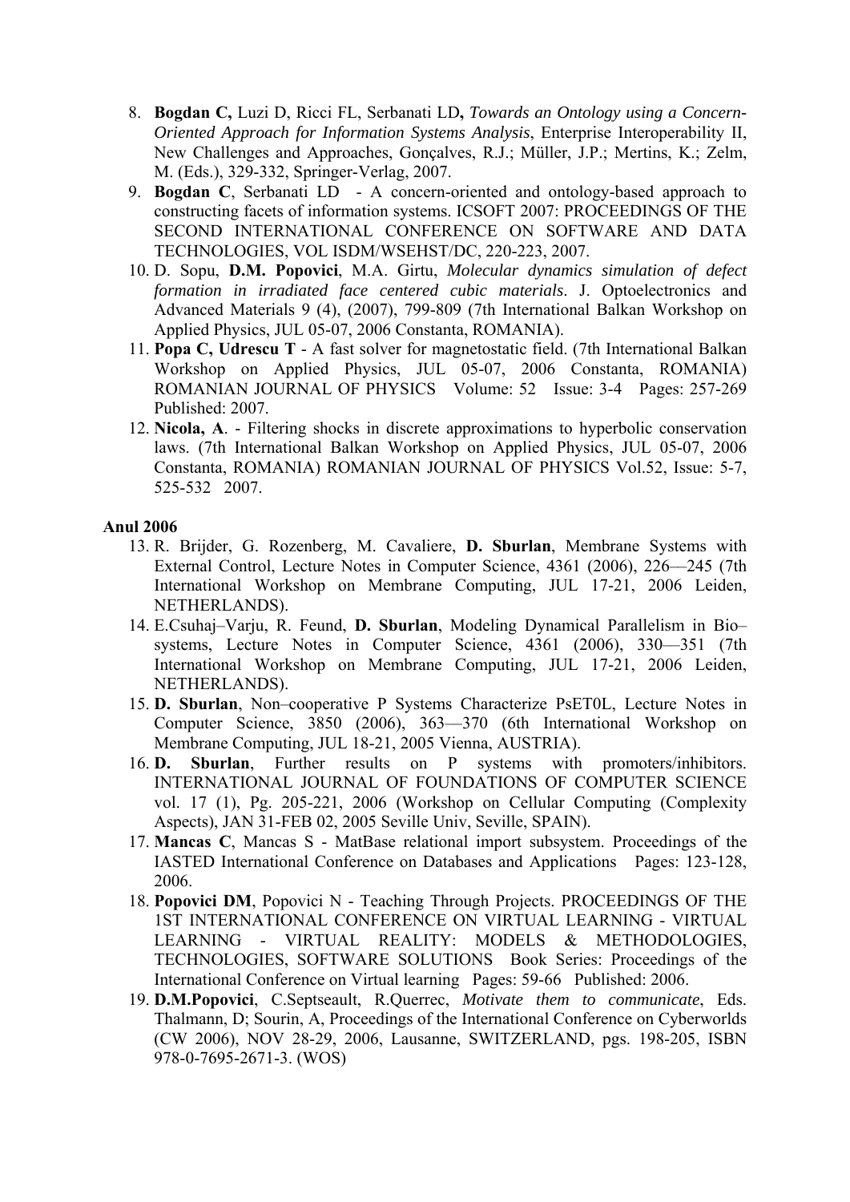8. **Bogdan C,** Luzi D, Ricci FL, Serbanati LD**,** *Towards an Ontology using a Concern-Oriented Approach for Information Systems Analysis*, Enterprise Interoperability II, New Challenges and Approaches, Gonçalves, R.J.; Müller, J.P.; Mertins, K.; Zelm, M. (Eds.), 329-332, Springer-Verlag, 2007.
9. **Bogdan C**, Serbanati LD - A concern-oriented and ontology-based approach to constructing facets of information systems. ICSOFT 2007: PROCEEDINGS OF THE SECOND INTERNATIONAL CONFERENCE ON SOFTWARE AND DATA TECHNOLOGIES, VOL ISDM/WSEHST/DC, 220-223, 2007.
10. D. Sopu, **D.M. Popovici**, M.A. Girtu, *Molecular dynamics simulation of defect formation in irradiated face centered cubic materials*. J. Optoelectronics and Advanced Materials 9 (4), (2007), 799-809 (7th International Balkan Workshop on Applied Physics, JUL 05-07, 2006 Constanta, ROMANIA).
11. **Popa C, Udrescu T** - A fast solver for magnetostatic field. (7th International Balkan Workshop on Applied Physics, JUL 05-07, 2006 Constanta, ROMANIA) ROMANIAN JOURNAL OF PHYSICS Volume: 52 Issue: 3-4 Pages: 257-269 Published: 2007.
12. **Nicola, A**. - Filtering shocks in discrete approximations to hyperbolic conservation laws. (7th International Balkan Workshop on Applied Physics, JUL 05-07, 2006 Constanta, ROMANIA) ROMANIAN JOURNAL OF PHYSICS Vol.52, Issue: 5-7, 525-532 2007.

**Anul 2006**

13. R. Brijder, G. Rozenberg, M. Cavaliere, **D. Sburlan**, Membrane Systems with External Control, Lecture Notes in Computer Science, 4361 (2006), 226—245 (7th International Workshop on Membrane Computing, JUL 17-21, 2006 Leiden, NETHERLANDS).
14. E.Csuhaj–Varju, R. Feund, **D. Sburlan**, Modeling Dynamical Parallelism in Bio–systems, Lecture Notes in Computer Science, 4361 (2006), 330—351 (7th International Workshop on Membrane Computing, JUL 17-21, 2006 Leiden, NETHERLANDS).
15. **D. Sburlan**, Non–cooperative P Systems Characterize PsET0L, Lecture Notes in Computer Science, 3850 (2006), 363—370 (6th International Workshop on Membrane Computing, JUL 18-21, 2005 Vienna, AUSTRIA).
16. **D. Sburlan**, Further results on P systems with promoters/inhibitors. INTERNATIONAL JOURNAL OF FOUNDATIONS OF COMPUTER SCIENCE vol. 17 (1), Pg. 205-221, 2006 (Workshop on Cellular Computing (Complexity Aspects), JAN 31-FEB 02, 2005 Seville Univ, Seville, SPAIN).
17. **Mancas C**, Mancas S - MatBase relational import subsystem. Proceedings of the IASTED International Conference on Databases and Applications Pages: 123-128, 2006.
18. **Popovici DM**, Popovici N - Teaching Through Projects. PROCEEDINGS OF THE 1ST INTERNATIONAL CONFERENCE ON VIRTUAL LEARNING - VIRTUAL LEARNING - VIRTUAL REALITY: MODELS & METHODOLOGIES, TECHNOLOGIES, SOFTWARE SOLUTIONS Book Series: Proceedings of the International Conference on Virtual learning Pages: 59-66 Published: 2006.
19. **D.M.Popovici**, C.Septseault, R.Querrec, *Motivate them to communicate*, Eds. Thalmann, D; Sourin, A, Proceedings of the International Conference on Cyberworlds (CW 2006), NOV 28-29, 2006, Lausanne, SWITZERLAND, pgs. 198-205, ISBN 978-0-7695-2671-3. (WOS)